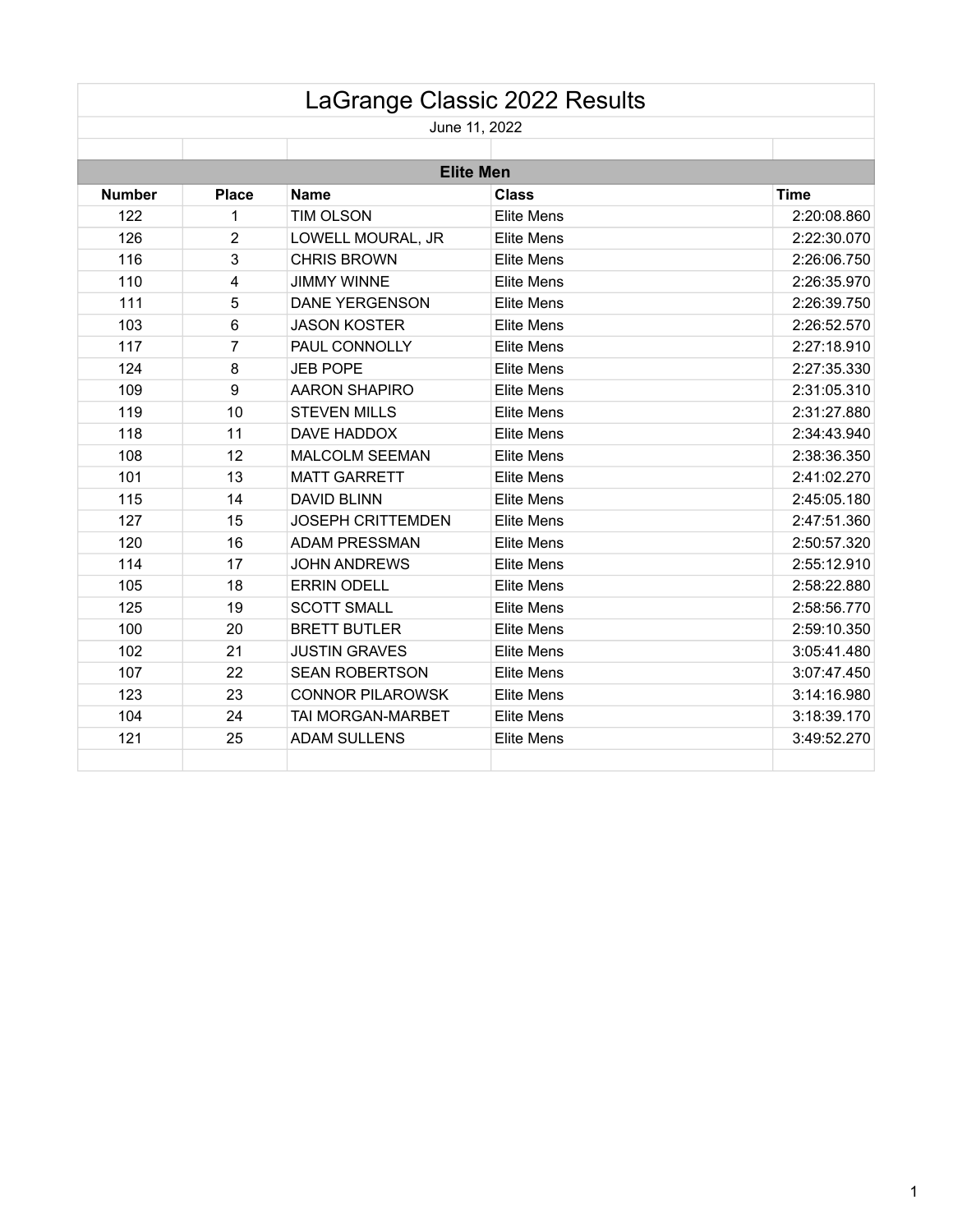# LaGrange Classic 2022 Results

June 11, 2022

## Elite Men

| Number | Place | Name | Class | Time |
| --- | --- | --- | --- | --- |
| 122 | 1 | TIM OLSON | Elite Mens | 2:20:08.860 |
| 126 | 2 | LOWELL MOURAL, JR | Elite Mens | 2:22:30.070 |
| 116 | 3 | CHRIS BROWN | Elite Mens | 2:26:06.750 |
| 110 | 4 | JIMMY WINNE | Elite Mens | 2:26:35.970 |
| 111 | 5 | DANE YERGENSON | Elite Mens | 2:26:39.750 |
| 103 | 6 | JASON KOSTER | Elite Mens | 2:26:52.570 |
| 117 | 7 | PAUL CONNOLLY | Elite Mens | 2:27:18.910 |
| 124 | 8 | JEB POPE | Elite Mens | 2:27:35.330 |
| 109 | 9 | AARON SHAPIRO | Elite Mens | 2:31:05.310 |
| 119 | 10 | STEVEN MILLS | Elite Mens | 2:31:27.880 |
| 118 | 11 | DAVE HADDOX | Elite Mens | 2:34:43.940 |
| 108 | 12 | MALCOLM SEEMAN | Elite Mens | 2:38:36.350 |
| 101 | 13 | MATT GARRETT | Elite Mens | 2:41:02.270 |
| 115 | 14 | DAVID BLINN | Elite Mens | 2:45:05.180 |
| 127 | 15 | JOSEPH CRITTEMDEN | Elite Mens | 2:47:51.360 |
| 120 | 16 | ADAM PRESSMAN | Elite Mens | 2:50:57.320 |
| 114 | 17 | JOHN ANDREWS | Elite Mens | 2:55:12.910 |
| 105 | 18 | ERRIN ODELL | Elite Mens | 2:58:22.880 |
| 125 | 19 | SCOTT SMALL | Elite Mens | 2:58:56.770 |
| 100 | 20 | BRETT BUTLER | Elite Mens | 2:59:10.350 |
| 102 | 21 | JUSTIN GRAVES | Elite Mens | 3:05:41.480 |
| 107 | 22 | SEAN ROBERTSON | Elite Mens | 3:07:47.450 |
| 123 | 23 | CONNOR PILAROWSK | Elite Mens | 3:14:16.980 |
| 104 | 24 | TAI MORGAN-MARBET | Elite Mens | 3:18:39.170 |
| 121 | 25 | ADAM SULLENS | Elite Mens | 3:49:52.270 |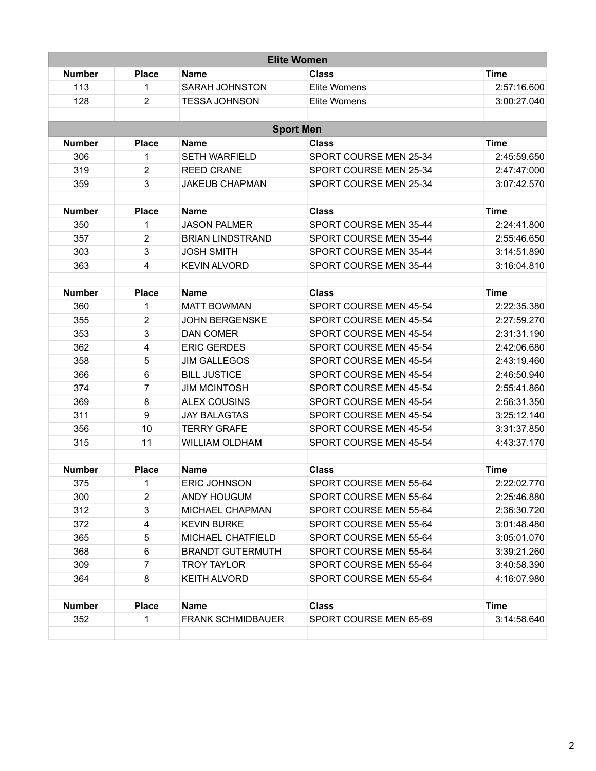| Elite Women | | | | |
|---|---|---|---|---|
| **Number** | **Place** | **Name** | **Class** | **Time** |
| 113 | 1 | SARAH JOHNSTON | Elite Womens | 2:57:16.600 |
| 128 | 2 | TESSA JOHNSON | Elite Womens | 3:00:27.040 |

| Sport Men | | | | |
|---|---|---|---|---|
| **Number** | **Place** | **Name** | **Class** | **Time** |
| 306 | 1 | SETH WARFIELD | SPORT COURSE MEN 25-34 | 2:45:59.650 |
| 319 | 2 | REED CRANE | SPORT COURSE MEN 25-34 | 2:47:47:000 |
| 359 | 3 | JAKEUB CHAPMAN | SPORT COURSE MEN 25-34 | 3:07:42.570 |
| | | | | |
| **Number** | **Place** | **Name** | **Class** | **Time** |
| 350 | 1 | JASON PALMER | SPORT COURSE MEN 35-44 | 2:24:41.800 |
| 357 | 2 | BRIAN LINDSTRAND | SPORT COURSE MEN 35-44 | 2:55:46.650 |
| 303 | 3 | JOSH SMITH | SPORT COURSE MEN 35-44 | 3:14:51.890 |
| 363 | 4 | KEVIN ALVORD | SPORT COURSE MEN 35-44 | 3:16:04.810 |
| | | | | |
| **Number** | **Place** | **Name** | **Class** | **Time** |
| 360 | 1 | MATT BOWMAN | SPORT COURSE MEN 45-54 | 2:22:35.380 |
| 355 | 2 | JOHN BERGENSKE | SPORT COURSE MEN 45-54 | 2:27:59.270 |
| 353 | 3 | DAN COMER | SPORT COURSE MEN 45-54 | 2:31:31.190 |
| 362 | 4 | ERIC GERDES | SPORT COURSE MEN 45-54 | 2:42:06.680 |
| 358 | 5 | JIM GALLEGOS | SPORT COURSE MEN 45-54 | 2:43:19.460 |
| 366 | 6 | BILL JUSTICE | SPORT COURSE MEN 45-54 | 2:46:50.940 |
| 374 | 7 | JIM MCINTOSH | SPORT COURSE MEN 45-54 | 2:55:41.860 |
| 369 | 8 | ALEX COUSINS | SPORT COURSE MEN 45-54 | 2:56:31.350 |
| 311 | 9 | JAY BALAGTAS | SPORT COURSE MEN 45-54 | 3:25:12.140 |
| 356 | 10 | TERRY GRAFE | SPORT COURSE MEN 45-54 | 3:31:37.850 |
| 315 | 11 | WILLIAM OLDHAM | SPORT COURSE MEN 45-54 | 4:43:37.170 |
| | | | | |
| **Number** | **Place** | **Name** | **Class** | **Time** |
| 375 | 1 | ERIC JOHNSON | SPORT COURSE MEN 55-64 | 2:22:02.770 |
| 300 | 2 | ANDY HOUGUM | SPORT COURSE MEN 55-64 | 2:25:46.880 |
| 312 | 3 | MICHAEL CHAPMAN | SPORT COURSE MEN 55-64 | 2:36:30.720 |
| 372 | 4 | KEVIN BURKE | SPORT COURSE MEN 55-64 | 3:01:48.480 |
| 365 | 5 | MICHAEL CHATFIELD | SPORT COURSE MEN 55-64 | 3:05:01.070 |
| 368 | 6 | BRANDT GUTERMUTH | SPORT COURSE MEN 55-64 | 3:39:21.260 |
| 309 | 7 | TROY TAYLOR | SPORT COURSE MEN 55-64 | 3:40:58.390 |
| 364 | 8 | KEITH ALVORD | SPORT COURSE MEN 55-64 | 4:16:07.980 |
| | | | | |
| **Number** | **Place** | **Name** | **Class** | **Time** |
| 352 | 1 | FRANK SCHMIDBAUER | SPORT COURSE MEN 65-69 | 3:14:58.640 |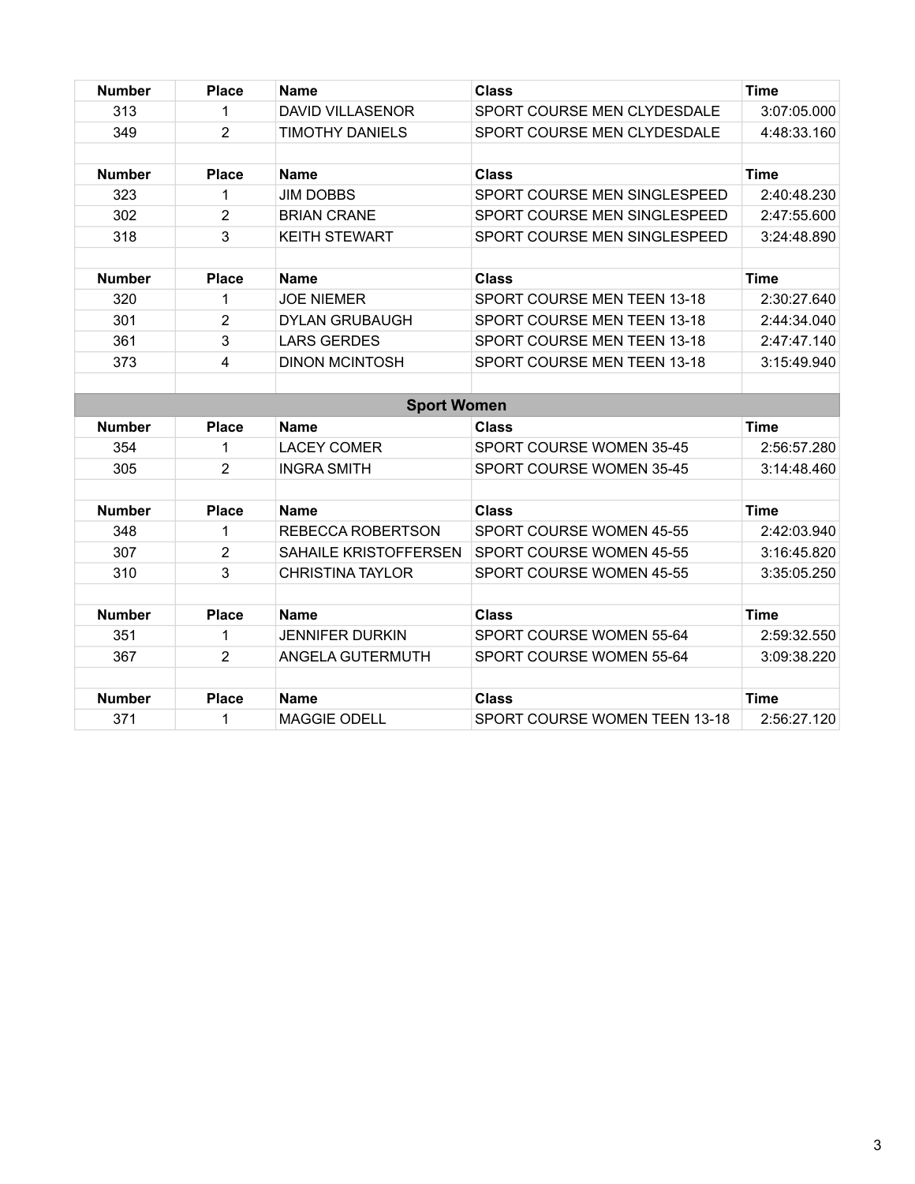| Number | Place | Name | Class | Time |
|---|---|---|---|---|
| 313 | 1 | DAVID VILLASENOR | SPORT COURSE MEN CLYDESDALE | 3:07:05.000 |
| 349 | 2 | TIMOTHY DANIELS | SPORT COURSE MEN CLYDESDALE | 4:48:33.160 |

| Number | Place | Name | Class | Time |
|---|---|---|---|---|
| 323 | 1 | JIM DOBBS | SPORT COURSE MEN SINGLESPEED | 2:40:48.230 |
| 302 | 2 | BRIAN CRANE | SPORT COURSE MEN SINGLESPEED | 2:47:55.600 |
| 318 | 3 | KEITH STEWART | SPORT COURSE MEN SINGLESPEED | 3:24:48.890 |

| Number | Place | Name | Class | Time |
|---|---|---|---|---|
| 320 | 1 | JOE NIEMER | SPORT COURSE MEN TEEN 13-18 | 2:30:27.640 |
| 301 | 2 | DYLAN GRUBAUGH | SPORT COURSE MEN TEEN 13-18 | 2:44:34.040 |
| 361 | 3 | LARS GERDES | SPORT COURSE MEN TEEN 13-18 | 2:47:47.140 |
| 373 | 4 | DINON MCINTOSH | SPORT COURSE MEN TEEN 13-18 | 3:15:49.940 |

## Sport Women

| Number | Place | Name | Class | Time |
|---|---|---|---|---|
| 354 | 1 | LACEY COMER | SPORT COURSE WOMEN 35-45 | 2:56:57.280 |
| 305 | 2 | INGRA SMITH | SPORT COURSE WOMEN 35-45 | 3:14:48.460 |

| Number | Place | Name | Class | Time |
|---|---|---|---|---|
| 348 | 1 | REBECCA ROBERTSON | SPORT COURSE WOMEN 45-55 | 2:42:03.940 |
| 307 | 2 | SAHAILE KRISTOFFERSEN | SPORT COURSE WOMEN 45-55 | 3:16:45.820 |
| 310 | 3 | CHRISTINA TAYLOR | SPORT COURSE WOMEN 45-55 | 3:35:05.250 |

| Number | Place | Name | Class | Time |
|---|---|---|---|---|
| 351 | 1 | JENNIFER DURKIN | SPORT COURSE WOMEN 55-64 | 2:59:32.550 |
| 367 | 2 | ANGELA GUTERMUTH | SPORT COURSE WOMEN 55-64 | 3:09:38.220 |

| Number | Place | Name | Class | Time |
|---|---|---|---|---|
| 371 | 1 | MAGGIE ODELL | SPORT COURSE WOMEN TEEN 13-18 | 2:56:27.120 |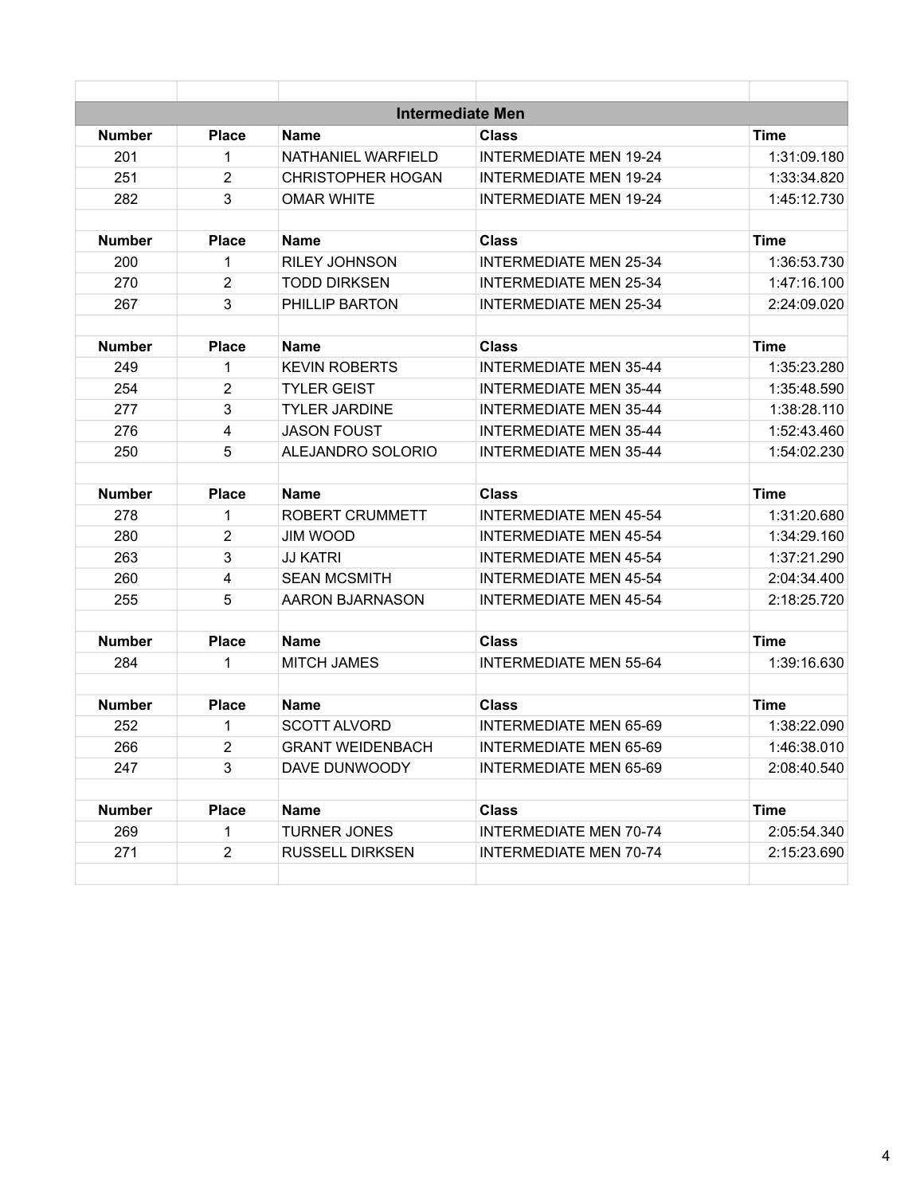## Intermediate Men

| Number | Place | Name | Class | Time |
|---|---|---|---|---|
| 201 | 1 | NATHANIEL WARFIELD | INTERMEDIATE MEN 19-24 | 1:31:09.180 |
| 251 | 2 | CHRISTOPHER HOGAN | INTERMEDIATE MEN 19-24 | 1:33:34.820 |
| 282 | 3 | OMAR WHITE | INTERMEDIATE MEN 19-24 | 1:45:12.730 |

| Number | Place | Name | Class | Time |
|---|---|---|---|---|
| 200 | 1 | RILEY JOHNSON | INTERMEDIATE MEN 25-34 | 1:36:53.730 |
| 270 | 2 | TODD DIRKSEN | INTERMEDIATE MEN 25-34 | 1:47:16.100 |
| 267 | 3 | PHILLIP BARTON | INTERMEDIATE MEN 25-34 | 2:24:09.020 |

| Number | Place | Name | Class | Time |
|---|---|---|---|---|
| 249 | 1 | KEVIN ROBERTS | INTERMEDIATE MEN 35-44 | 1:35:23.280 |
| 254 | 2 | TYLER GEIST | INTERMEDIATE MEN 35-44 | 1:35:48.590 |
| 277 | 3 | TYLER JARDINE | INTERMEDIATE MEN 35-44 | 1:38:28.110 |
| 276 | 4 | JASON FOUST | INTERMEDIATE MEN 35-44 | 1:52:43.460 |
| 250 | 5 | ALEJANDRO SOLORIO | INTERMEDIATE MEN 35-44 | 1:54:02.230 |

| Number | Place | Name | Class | Time |
|---|---|---|---|---|
| 278 | 1 | ROBERT CRUMMETT | INTERMEDIATE MEN 45-54 | 1:31:20.680 |
| 280 | 2 | JIM WOOD | INTERMEDIATE MEN 45-54 | 1:34:29.160 |
| 263 | 3 | JJ KATRI | INTERMEDIATE MEN 45-54 | 1:37:21.290 |
| 260 | 4 | SEAN MCSMITH | INTERMEDIATE MEN 45-54 | 2:04:34.400 |
| 255 | 5 | AARON BJARNASON | INTERMEDIATE MEN 45-54 | 2:18:25.720 |

| Number | Place | Name | Class | Time |
|---|---|---|---|---|
| 284 | 1 | MITCH JAMES | INTERMEDIATE MEN 55-64 | 1:39:16.630 |

| Number | Place | Name | Class | Time |
|---|---|---|---|---|
| 252 | 1 | SCOTT ALVORD | INTERMEDIATE MEN 65-69 | 1:38:22.090 |
| 266 | 2 | GRANT WEIDENBACH | INTERMEDIATE MEN 65-69 | 1:46:38.010 |
| 247 | 3 | DAVE DUNWOODY | INTERMEDIATE MEN 65-69 | 2:08:40.540 |

| Number | Place | Name | Class | Time |
|---|---|---|---|---|
| 269 | 1 | TURNER JONES | INTERMEDIATE MEN 70-74 | 2:05:54.340 |
| 271 | 2 | RUSSELL DIRKSEN | INTERMEDIATE MEN 70-74 | 2:15:23.690 |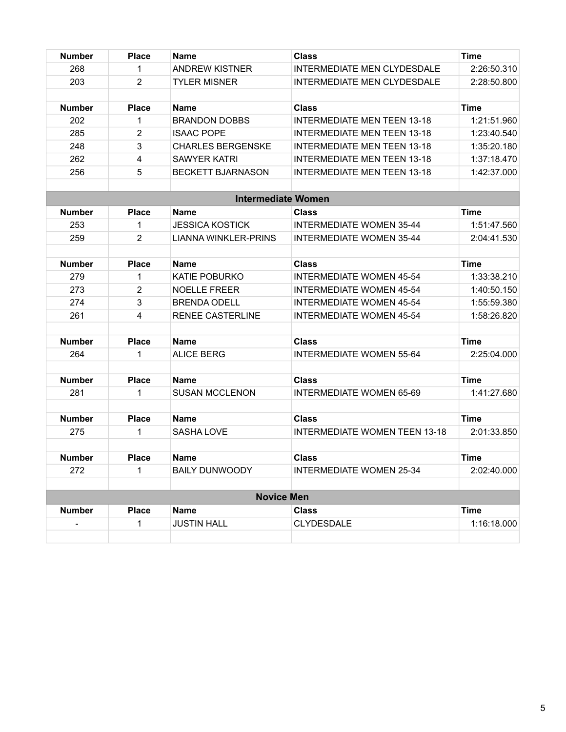| Number | Place | Name | Class | Time |
|---|---|---|---|---|
| 268 | 1 | ANDREW KISTNER | INTERMEDIATE MEN CLYDESDALE | 2:26:50.310 |
| 203 | 2 | TYLER MISNER | INTERMEDIATE MEN CLYDESDALE | 2:28:50.800 |

| Number | Place | Name | Class | Time |
|---|---|---|---|---|
| 202 | 1 | BRANDON DOBBS | INTERMEDIATE MEN TEEN 13-18 | 1:21:51.960 |
| 285 | 2 | ISAAC POPE | INTERMEDIATE MEN TEEN 13-18 | 1:23:40.540 |
| 248 | 3 | CHARLES BERGENSKE | INTERMEDIATE MEN TEEN 13-18 | 1:35:20.180 |
| 262 | 4 | SAWYER KATRI | INTERMEDIATE MEN TEEN 13-18 | 1:37:18.470 |
| 256 | 5 | BECKETT BJARNASON | INTERMEDIATE MEN TEEN 13-18 | 1:42:37.000 |

## Intermediate Women

| Number | Place | Name | Class | Time |
|---|---|---|---|---|
| 253 | 1 | JESSICA KOSTICK | INTERMEDIATE WOMEN 35-44 | 1:51:47.560 |
| 259 | 2 | LIANNA WINKLER-PRINS | INTERMEDIATE WOMEN 35-44 | 2:04:41.530 |

| Number | Place | Name | Class | Time |
|---|---|---|---|---|
| 279 | 1 | KATIE POBURKO | INTERMEDIATE WOMEN 45-54 | 1:33:38.210 |
| 273 | 2 | NOELLE FREER | INTERMEDIATE WOMEN 45-54 | 1:40:50.150 |
| 274 | 3 | BRENDA ODELL | INTERMEDIATE WOMEN 45-54 | 1:55:59.380 |
| 261 | 4 | RENEE CASTERLINE | INTERMEDIATE WOMEN 45-54 | 1:58:26.820 |

| Number | Place | Name | Class | Time |
|---|---|---|---|---|
| 264 | 1 | ALICE BERG | INTERMEDIATE WOMEN 55-64 | 2:25:04.000 |

| Number | Place | Name | Class | Time |
|---|---|---|---|---|
| 281 | 1 | SUSAN MCCLENON | INTERMEDIATE WOMEN 65-69 | 1:41:27.680 |

| Number | Place | Name | Class | Time |
|---|---|---|---|---|
| 275 | 1 | SASHA LOVE | INTERMEDIATE WOMEN TEEN 13-18 | 2:01:33.850 |

| Number | Place | Name | Class | Time |
|---|---|---|---|---|
| 272 | 1 | BAILY DUNWOODY | INTERMEDIATE WOMEN 25-34 | 2:02:40.000 |

## Novice Men

| Number | Place | Name | Class | Time |
|---|---|---|---|---|
| - | 1 | JUSTIN HALL | CLYDESDALE | 1:16:18.000 |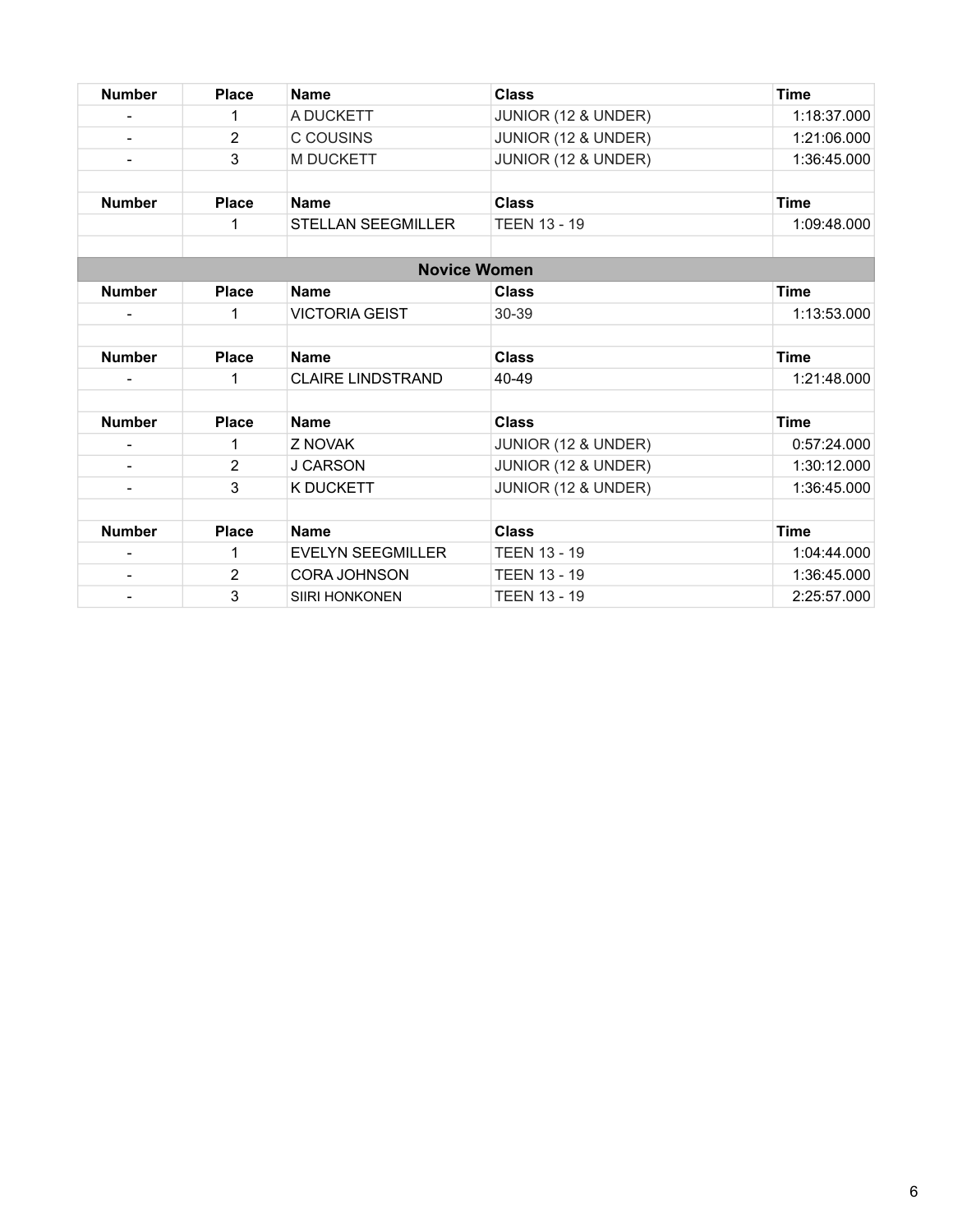| Number | Place | Name | Class | Time |
|---|---|---|---|---|
| - | 1 | A DUCKETT | JUNIOR (12 & UNDER) | 1:18:37.000 |
| - | 2 | C COUSINS | JUNIOR (12 & UNDER) | 1:21:06.000 |
| - | 3 | M DUCKETT | JUNIOR (12 & UNDER) | 1:36:45.000 |

| Number | Place | Name | Class | Time |
|---|---|---|---|---|
| | 1 | STELLAN SEEGMILLER | TEEN 13 - 19 | 1:09:48.000 |

## Novice Women

| Number | Place | Name | Class | Time |
|---|---|---|---|---|
| - | 1 | VICTORIA GEIST | 30-39 | 1:13:53.000 |

| Number | Place | Name | Class | Time |
|---|---|---|---|---|
| - | 1 | CLAIRE LINDSTRAND | 40-49 | 1:21:48.000 |

| Number | Place | Name | Class | Time |
|---|---|---|---|---|
| - | 1 | Z NOVAK | JUNIOR (12 & UNDER) | 0:57:24.000 |
| - | 2 | J CARSON | JUNIOR (12 & UNDER) | 1:30:12.000 |
| - | 3 | K DUCKETT | JUNIOR (12 & UNDER) | 1:36:45.000 |

| Number | Place | Name | Class | Time |
|---|---|---|---|---|
| - | 1 | EVELYN SEEGMILLER | TEEN 13 - 19 | 1:04:44.000 |
| - | 2 | CORA JOHNSON | TEEN 13 - 19 | 1:36:45.000 |
| - | 3 | SIIRI HONKONEN | TEEN 13 - 19 | 2:25:57.000 |